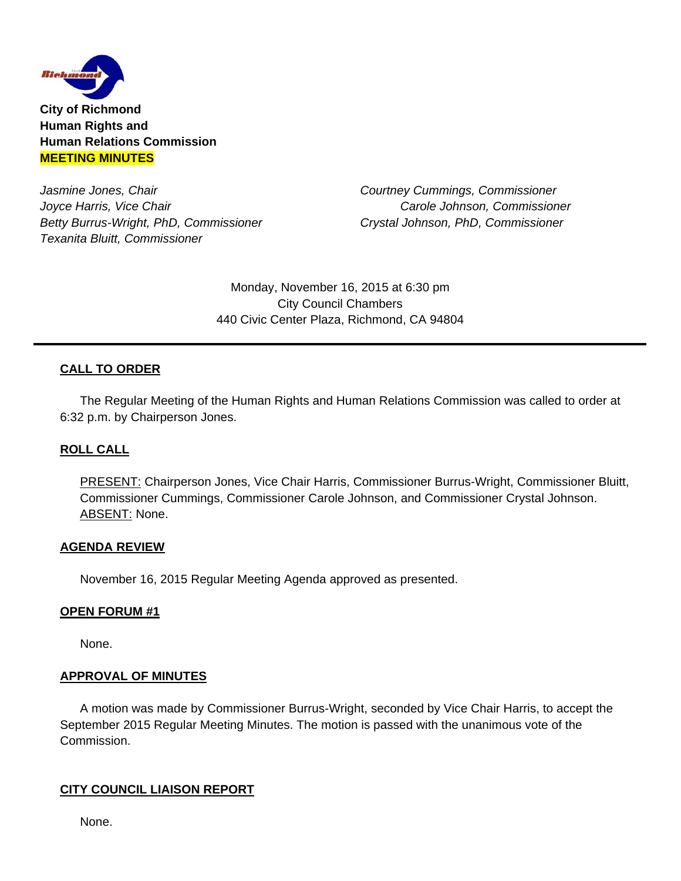**City of Richmond**
**Human Rights and**
**Human Relations Commission**
**MEETING MINUTES**

*Jasmine Jones, Chair*
*Joyce Harris, Vice Chair*
*Betty Burrus-Wright, PhD, Commissioner*
*Texanita Bluitt, Commissioner*
*Courtney Cummings, Commissioner*
*Carole Johnson, Commissioner*
*Crystal Johnson, PhD, Commissioner*

Monday, November 16, 2015 at 6:30 pm
City Council Chambers
440 Civic Center Plaza, Richmond, CA 94804

---

## CALL TO ORDER

The Regular Meeting of the Human Rights and Human Relations Commission was called to order at 6:32 p.m. by Chairperson Jones.

## ROLL CALL

PRESENT: Chairperson Jones, Vice Chair Harris, Commissioner Burrus-Wright, Commissioner Bluitt, Commissioner Cummings, Commissioner Carole Johnson, and Commissioner Crystal Johnson.
ABSENT: None.

## AGENDA REVIEW

November 16, 2015 Regular Meeting Agenda approved as presented.

## OPEN FORUM #1

None.

## APPROVAL OF MINUTES

A motion was made by Commissioner Burrus-Wright, seconded by Vice Chair Harris, to accept the September 2015 Regular Meeting Minutes. The motion is passed with the unanimous vote of the Commission.

## CITY COUNCIL LIAISON REPORT

None.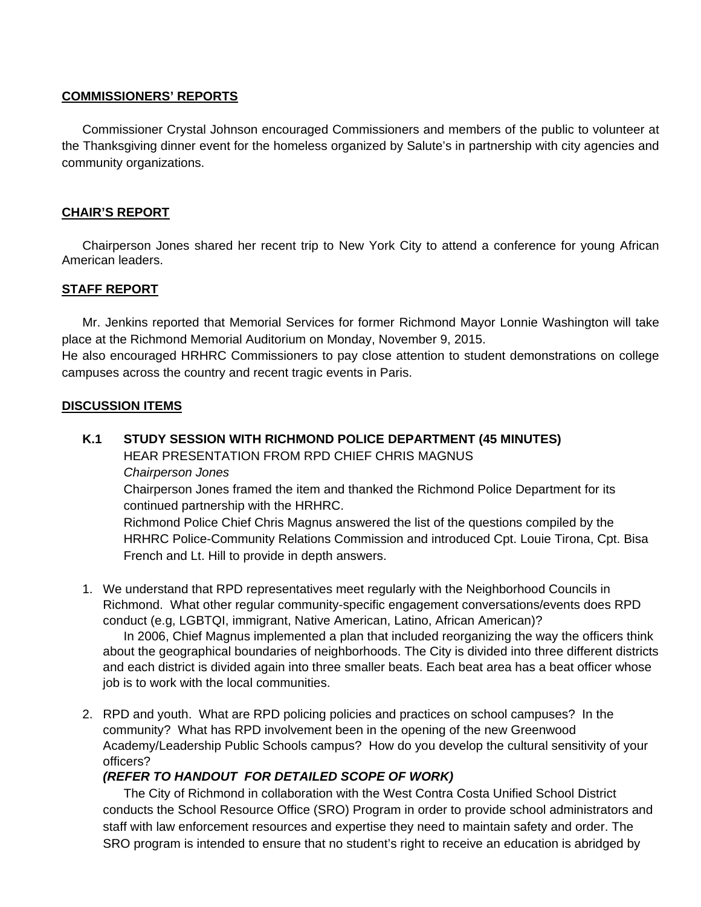**COMMISSIONERS' REPORTS**

Commissioner Crystal Johnson encouraged Commissioners and members of the public to volunteer at the Thanksgiving dinner event for the homeless organized by Salute's in partnership with city agencies and community organizations.

**CHAIR'S REPORT**

Chairperson Jones shared her recent trip to New York City to attend a conference for young African American leaders.

**STAFF REPORT**

Mr. Jenkins reported that Memorial Services for former Richmond Mayor Lonnie Washington will take place at the Richmond Memorial Auditorium on Monday, November 9, 2015.
He also encouraged HRHRC Commissioners to pay close attention to student demonstrations on college campuses across the country and recent tragic events in Paris.

**DISCUSSION ITEMS**

**K.1 STUDY SESSION WITH RICHMOND POLICE DEPARTMENT (45 MINUTES)**
HEAR PRESENTATION FROM RPD CHIEF CHRIS MAGNUS
*Chairperson Jones*
Chairperson Jones framed the item and thanked the Richmond Police Department for its continued partnership with the HRHRC.
Richmond Police Chief Chris Magnus answered the list of the questions compiled by the HRHRC Police-Community Relations Commission and introduced Cpt. Louie Tirona, Cpt. Bisa French and Lt. Hill to provide in depth answers.

1. We understand that RPD representatives meet regularly with the Neighborhood Councils in Richmond. What other regular community-specific engagement conversations/events does RPD conduct (e.g, LGBTQI, immigrant, Native American, Latino, African American)?
   In 2006, Chief Magnus implemented a plan that included reorganizing the way the officers think about the geographical boundaries of neighborhoods. The City is divided into three different districts and each district is divided again into three smaller beats. Each beat area has a beat officer whose job is to work with the local communities.

2. RPD and youth. What are RPD policing policies and practices on school campuses? In the community? What has RPD involvement been in the opening of the new Greenwood Academy/Leadership Public Schools campus? How do you develop the cultural sensitivity of your officers?
   ***(REFER TO HANDOUT FOR DETAILED SCOPE OF WORK)***
   The City of Richmond in collaboration with the West Contra Costa Unified School District conducts the School Resource Office (SRO) Program in order to provide school administrators and staff with law enforcement resources and expertise they need to maintain safety and order. The SRO program is intended to ensure that no student's right to receive an education is abridged by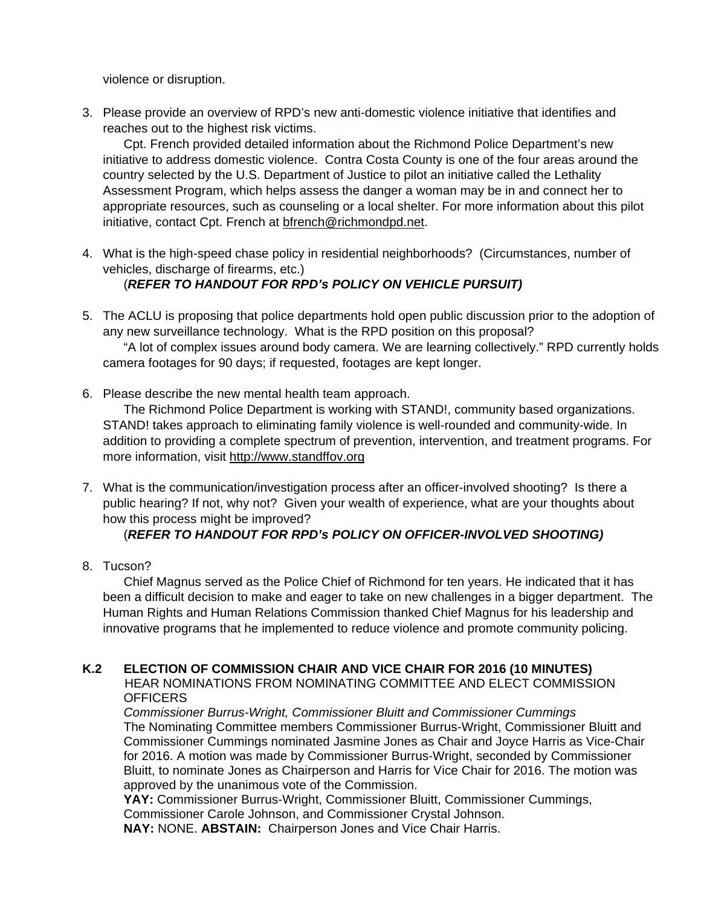violence or disruption.

3. Please provide an overview of RPD's new anti-domestic violence initiative that identifies and reaches out to the highest risk victims.

   Cpt. French provided detailed information about the Richmond Police Department's new initiative to address domestic violence. Contra Costa County is one of the four areas around the country selected by the U.S. Department of Justice to pilot an initiative called the Lethality Assessment Program, which helps assess the danger a woman may be in and connect her to appropriate resources, such as counseling or a local shelter. For more information about this pilot initiative, contact Cpt. French at bfrench@richmondpd.net.

4. What is the high-speed chase policy in residential neighborhoods? (Circumstances, number of vehicles, discharge of firearms, etc.)

   (***REFER TO HANDOUT FOR RPD's POLICY ON VEHICLE PURSUIT)***

5. The ACLU is proposing that police departments hold open public discussion prior to the adoption of any new surveillance technology. What is the RPD position on this proposal?

   "A lot of complex issues around body camera. We are learning collectively." RPD currently holds camera footages for 90 days; if requested, footages are kept longer.

6. Please describe the new mental health team approach.

   The Richmond Police Department is working with STAND!, community based organizations. STAND! takes approach to eliminating family violence is well-rounded and community-wide. In addition to providing a complete spectrum of prevention, intervention, and treatment programs. For more information, visit http://www.standffov.org

7. What is the communication/investigation process after an officer-involved shooting? Is there a public hearing? If not, why not? Given your wealth of experience, what are your thoughts about how this process might be improved?

   (***REFER TO HANDOUT FOR RPD's POLICY ON OFFICER-INVOLVED SHOOTING)***

8. Tucson?

   Chief Magnus served as the Police Chief of Richmond for ten years. He indicated that it has been a difficult decision to make and eager to take on new challenges in a bigger department. The Human Rights and Human Relations Commission thanked Chief Magnus for his leadership and innovative programs that he implemented to reduce violence and promote community policing.

**K.2 ELECTION OF COMMISSION CHAIR AND VICE CHAIR FOR 2016 (10 MINUTES)**

HEAR NOMINATIONS FROM NOMINATING COMMITTEE AND ELECT COMMISSION OFFICERS

*Commissioner Burrus-Wright, Commissioner Bluitt and Commissioner Cummings*

The Nominating Committee members Commissioner Burrus-Wright, Commissioner Bluitt and Commissioner Cummings nominated Jasmine Jones as Chair and Joyce Harris as Vice-Chair for 2016. A motion was made by Commissioner Burrus-Wright, seconded by Commissioner Bluitt, to nominate Jones as Chairperson and Harris for Vice Chair for 2016. The motion was approved by the unanimous vote of the Commission.

**YAY:** Commissioner Burrus-Wright, Commissioner Bluitt, Commissioner Cummings, Commissioner Carole Johnson, and Commissioner Crystal Johnson.

**NAY:** NONE. **ABSTAIN:** Chairperson Jones and Vice Chair Harris.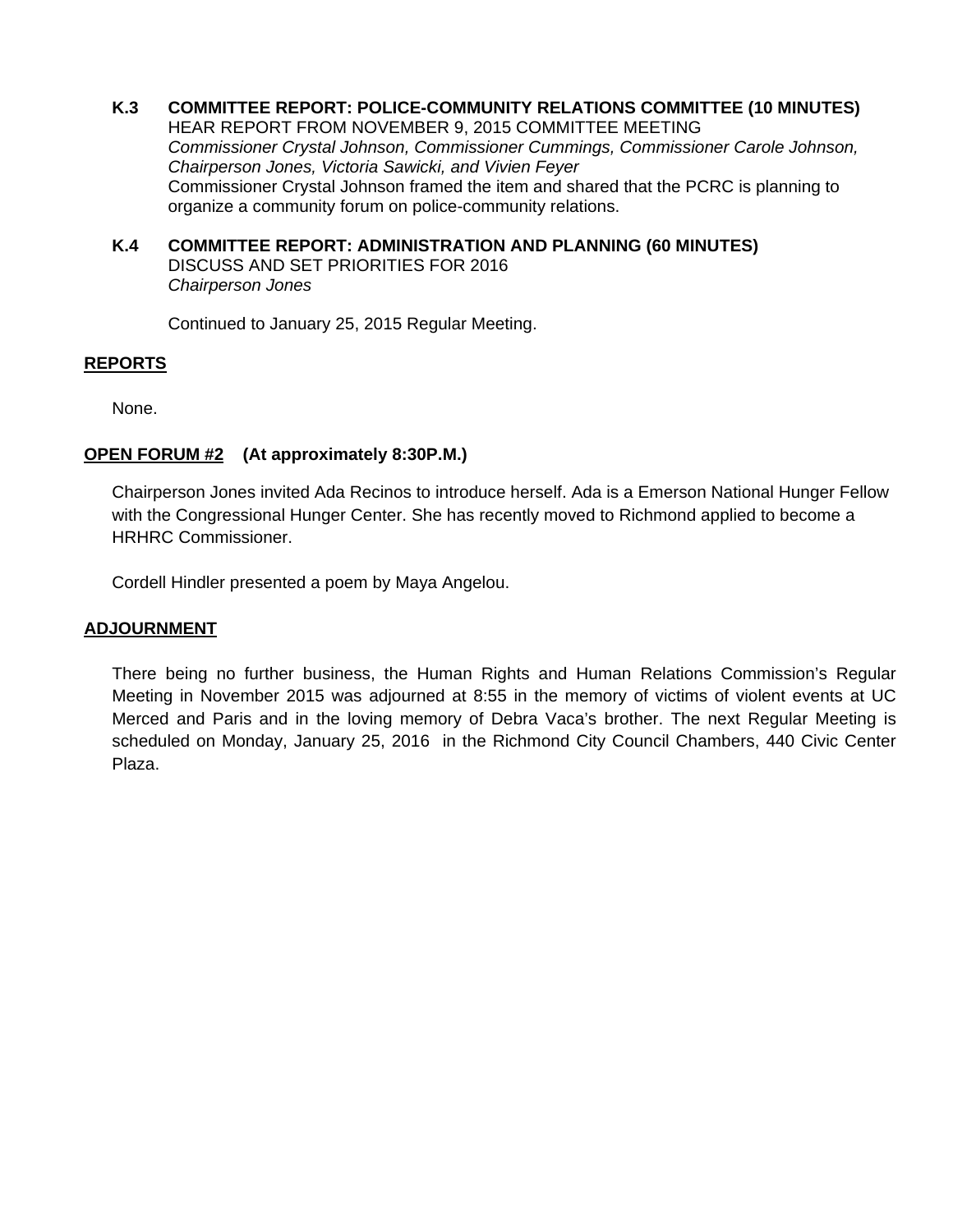**K.3 COMMITTEE REPORT: POLICE-COMMUNITY RELATIONS COMMITTEE (10 MINUTES)**
HEAR REPORT FROM NOVEMBER 9, 2015 COMMITTEE MEETING
*Commissioner Crystal Johnson, Commissioner Cummings, Commissioner Carole Johnson, Chairperson Jones, Victoria Sawicki, and Vivien Feyer*
Commissioner Crystal Johnson framed the item and shared that the PCRC is planning to organize a community forum on police-community relations.

**K.4 COMMITTEE REPORT: ADMINISTRATION AND PLANNING (60 MINUTES)**
DISCUSS AND SET PRIORITIES FOR 2016
*Chairperson Jones*

Continued to January 25, 2015 Regular Meeting.

**REPORTS**

None.

**OPEN FORUM #2 (At approximately 8:30P.M.)**

Chairperson Jones invited Ada Recinos to introduce herself. Ada is a Emerson National Hunger Fellow with the Congressional Hunger Center. She has recently moved to Richmond applied to become a HRHRC Commissioner.

Cordell Hindler presented a poem by Maya Angelou.

**ADJOURNMENT**

There being no further business, the Human Rights and Human Relations Commission's Regular Meeting in November 2015 was adjourned at 8:55 in the memory of victims of violent events at UC Merced and Paris and in the loving memory of Debra Vaca's brother. The next Regular Meeting is scheduled on Monday, January 25, 2016 in the Richmond City Council Chambers, 440 Civic Center Plaza.